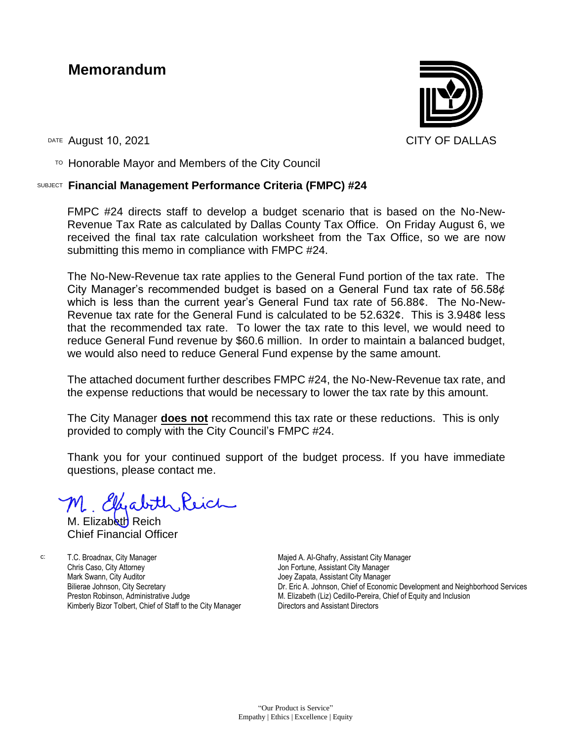# Memorandum

CITY OF DALLAS

DATE August 10, 2021

TO Honorable Mayor and Members of the City Council

SUBJECT **Financial Management Performance Criteria (FMPC) #24**

FMPC #24 directs staff to develop a budget scenario that is based on the No-New-Revenue Tax Rate as calculated by Dallas County Tax Office. On Friday August 6, we received the final tax rate calculation worksheet from the Tax Office, so we are now submitting this memo in compliance with FMPC #24.

The No-New-Revenue tax rate applies to the General Fund portion of the tax rate. The City Manager's recommended budget is based on a General Fund tax rate of 56.58¢ which is less than the current year's General Fund tax rate of 56.88¢. The No-New-Revenue tax rate for the General Fund is calculated to be 52.632¢. This is 3.948¢ less that the recommended tax rate. To lower the tax rate to this level, we would need to reduce General Fund revenue by $60.6 million. In order to maintain a balanced budget, we would also need to reduce General Fund expense by the same amount.

The attached document further describes FMPC #24, the No-New-Revenue tax rate, and the expense reductions that would be necessary to lower the tax rate by this amount.

The City Manager **does not** recommend this tax rate or these reductions. This is only provided to comply with the City Council's FMPC #24.

Thank you for your continued support of the budget process. If you have immediate questions, please contact me.

M. Elizabeth Reich
Chief Financial Officer

c: T.C. Broadnax, City Manager
Chris Caso, City Attorney
Mark Swann, City Auditor
Bilierae Johnson, City Secretary
Preston Robinson, Administrative Judge
Kimberly Bizor Tolbert, Chief of Staff to the City Manager
Majed A. Al-Ghafry, Assistant City Manager
Jon Fortune, Assistant City Manager
Joey Zapata, Assistant City Manager
Dr. Eric A. Johnson, Chief of Economic Development and Neighborhood Services
M. Elizabeth (Liz) Cedillo-Pereira, Chief of Equity and Inclusion
Directors and Assistant Directors

"Our Product is Service"
Empathy | Ethics | Excellence | Equity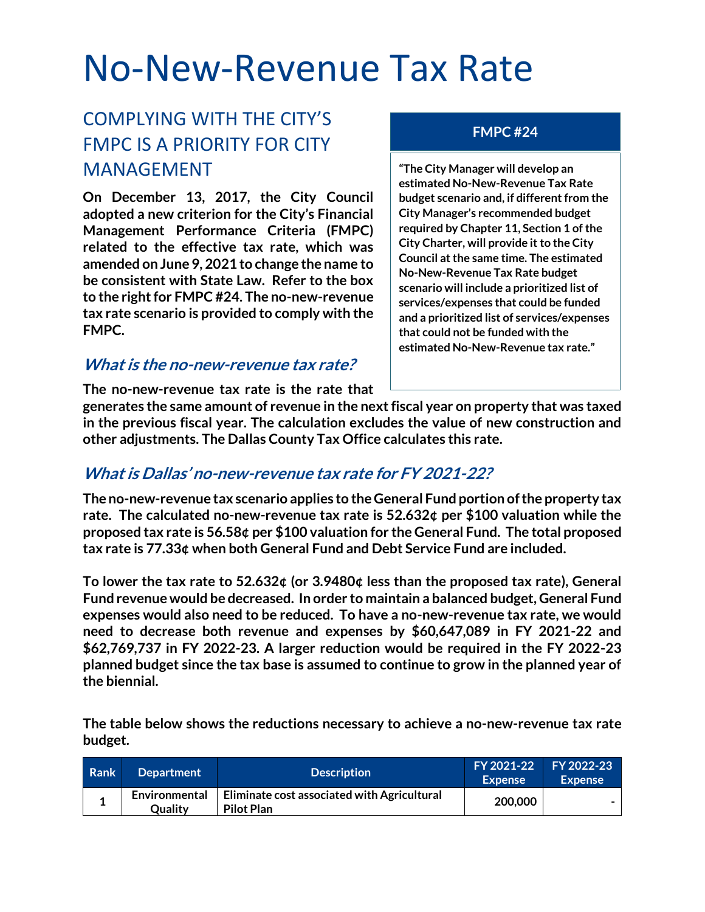# No-New-Revenue Tax Rate

## COMPLYING WITH THE CITY'S FMPC IS A PRIORITY FOR CITY MANAGEMENT

**On December 13, 2017, the City Council adopted a new criterion for the City's Financial Management Performance Criteria (FMPC) related to the effective tax rate, which was amended on June 9, 2021 to change the name to be consistent with State Law. Refer to the box to the right for FMPC #24. The no-new-revenue tax rate scenario is provided to comply with the FMPC.**

> **FMPC #24**
>
> **"The City Manager will develop an estimated No-New-Revenue Tax Rate budget scenario and, if different from the City Manager's recommended budget required by Chapter 11, Section 1 of the City Charter, will provide it to the City Council at the same time. The estimated No-New-Revenue Tax Rate budget scenario will include a prioritized list of services/expenses that could be funded and a prioritized list of services/expenses that could not be funded with the estimated No-New-Revenue tax rate."**

### *What is the no-new-revenue tax rate?*

**The no-new-revenue tax rate is the rate that generates the same amount of revenue in the next fiscal year on property that was taxed in the previous fiscal year. The calculation excludes the value of new construction and other adjustments. The Dallas County Tax Office calculates this rate.**

### *What is Dallas' no-new-revenue tax rate for FY 2021-22?*

**The no-new-revenue tax scenario applies to the General Fund portion of the property tax rate. The calculated no-new-revenue tax rate is 52.632¢ per $100 valuation while the proposed tax rate is 56.58¢ per $100 valuation for the General Fund. The total proposed tax rate is 77.33¢ when both General Fund and Debt Service Fund are included.**

**To lower the tax rate to 52.632¢ (or 3.9480¢ less than the proposed tax rate), General Fund revenue would be decreased. In order to maintain a balanced budget, General Fund expenses would also need to be reduced. To have a no-new-revenue tax rate, we would need to decrease both revenue and expenses by $60,647,089 in FY 2021-22 and $62,769,737 in FY 2022-23. A larger reduction would be required in the FY 2022-23 planned budget since the tax base is assumed to continue to grow in the planned year of the biennial.**

**The table below shows the reductions necessary to achieve a no-new-revenue tax rate budget.**

| Rank | Department | Description | FY 2021-22 Expense | FY 2022-23 Expense |
|---|---|---|---|---|
| 1 | Environmental Quality | Eliminate cost associated with Agricultural Pilot Plan | 200,000 | - |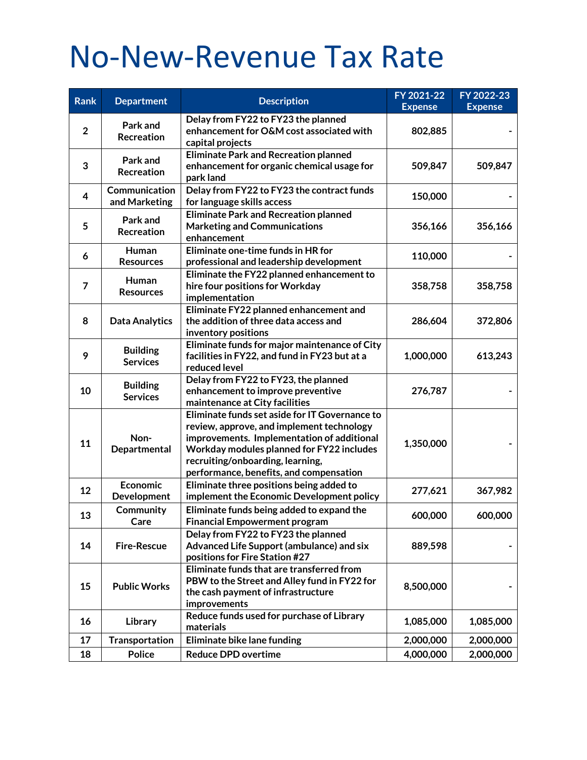# No-New-Revenue Tax Rate

| Rank | Department | Description | FY 2021-22 Expense | FY 2022-23 Expense |
|---|---|---|---|---|
| 2 | Park and Recreation | Delay from FY22 to FY23 the planned enhancement for O&M cost associated with capital projects | 802,885 | - |
| 3 | Park and Recreation | Eliminate Park and Recreation planned enhancement for organic chemical usage for park land | 509,847 | 509,847 |
| 4 | Communication and Marketing | Delay from FY22 to FY23 the contract funds for language skills access | 150,000 | - |
| 5 | Park and Recreation | Eliminate Park and Recreation planned Marketing and Communications enhancement | 356,166 | 356,166 |
| 6 | Human Resources | Eliminate one-time funds in HR for professional and leadership development | 110,000 | - |
| 7 | Human Resources | Eliminate the FY22 planned enhancement to hire four positions for Workday implementation | 358,758 | 358,758 |
| 8 | Data Analytics | Eliminate FY22 planned enhancement and the addition of three data access and inventory positions | 286,604 | 372,806 |
| 9 | Building Services | Eliminate funds for major maintenance of City facilities in FY22, and fund in FY23 but at a reduced level | 1,000,000 | 613,243 |
| 10 | Building Services | Delay from FY22 to FY23, the planned enhancement to improve preventive maintenance at City facilities | 276,787 | - |
| 11 | Non-Departmental | Eliminate funds set aside for IT Governance to review, approve, and implement technology improvements. Implementation of additional Workday modules planned for FY22 includes recruiting/onboarding, learning, performance, benefits, and compensation | 1,350,000 | - |
| 12 | Economic Development | Eliminate three positions being added to implement the Economic Development policy | 277,621 | 367,982 |
| 13 | Community Care | Eliminate funds being added to expand the Financial Empowerment program | 600,000 | 600,000 |
| 14 | Fire-Rescue | Delay from FY22 to FY23 the planned Advanced Life Support (ambulance) and six positions for Fire Station #27 | 889,598 | - |
| 15 | Public Works | Eliminate funds that are transferred from PBW to the Street and Alley fund in FY22 for the cash payment of infrastructure improvements | 8,500,000 | - |
| 16 | Library | Reduce funds used for purchase of Library materials | 1,085,000 | 1,085,000 |
| 17 | Transportation | Eliminate bike lane funding | 2,000,000 | 2,000,000 |
| 18 | Police | Reduce DPD overtime | 4,000,000 | 2,000,000 |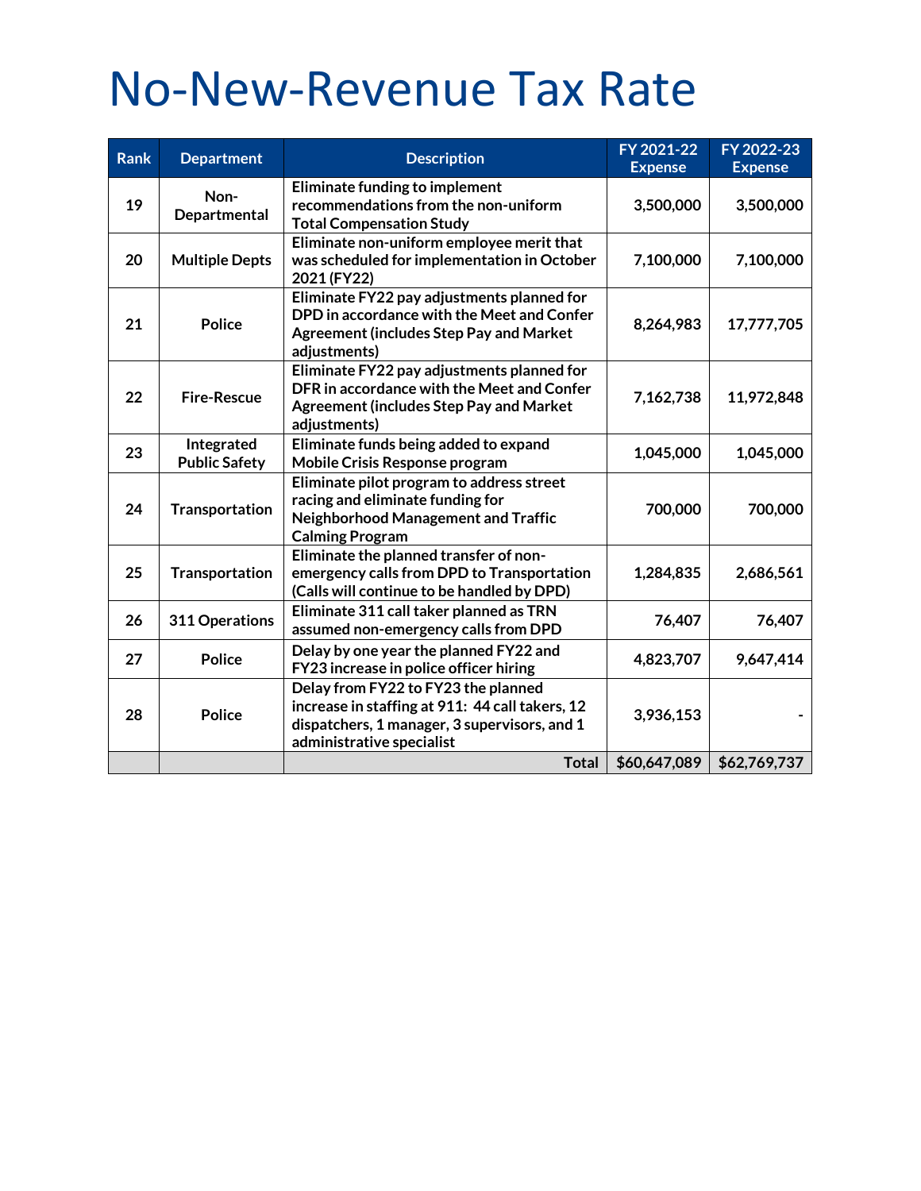# No-New-Revenue Tax Rate

| Rank | Department | Description | FY 2021-22 Expense | FY 2022-23 Expense |
|---|---|---|---|---|
| 19 | Non-Departmental | Eliminate funding to implement recommendations from the non-uniform Total Compensation Study | 3,500,000 | 3,500,000 |
| 20 | Multiple Depts | Eliminate non-uniform employee merit that was scheduled for implementation in October 2021 (FY22) | 7,100,000 | 7,100,000 |
| 21 | Police | Eliminate FY22 pay adjustments planned for DPD in accordance with the Meet and Confer Agreement (includes Step Pay and Market adjustments) | 8,264,983 | 17,777,705 |
| 22 | Fire-Rescue | Eliminate FY22 pay adjustments planned for DFR in accordance with the Meet and Confer Agreement (includes Step Pay and Market adjustments) | 7,162,738 | 11,972,848 |
| 23 | Integrated Public Safety | Eliminate funds being added to expand Mobile Crisis Response program | 1,045,000 | 1,045,000 |
| 24 | Transportation | Eliminate pilot program to address street racing and eliminate funding for Neighborhood Management and Traffic Calming Program | 700,000 | 700,000 |
| 25 | Transportation | Eliminate the planned transfer of non-emergency calls from DPD to Transportation (Calls will continue to be handled by DPD) | 1,284,835 | 2,686,561 |
| 26 | 311 Operations | Eliminate 311 call taker planned as TRN assumed non-emergency calls from DPD | 76,407 | 76,407 |
| 27 | Police | Delay by one year the planned FY22 and FY23 increase in police officer hiring | 4,823,707 | 9,647,414 |
| 28 | Police | Delay from FY22 to FY23 the planned increase in staffing at 911: 44 call takers, 12 dispatchers, 1 manager, 3 supervisors, and 1 administrative specialist | 3,936,153 | - |
| | | **Total** | **$60,647,089** | **$62,769,737** |